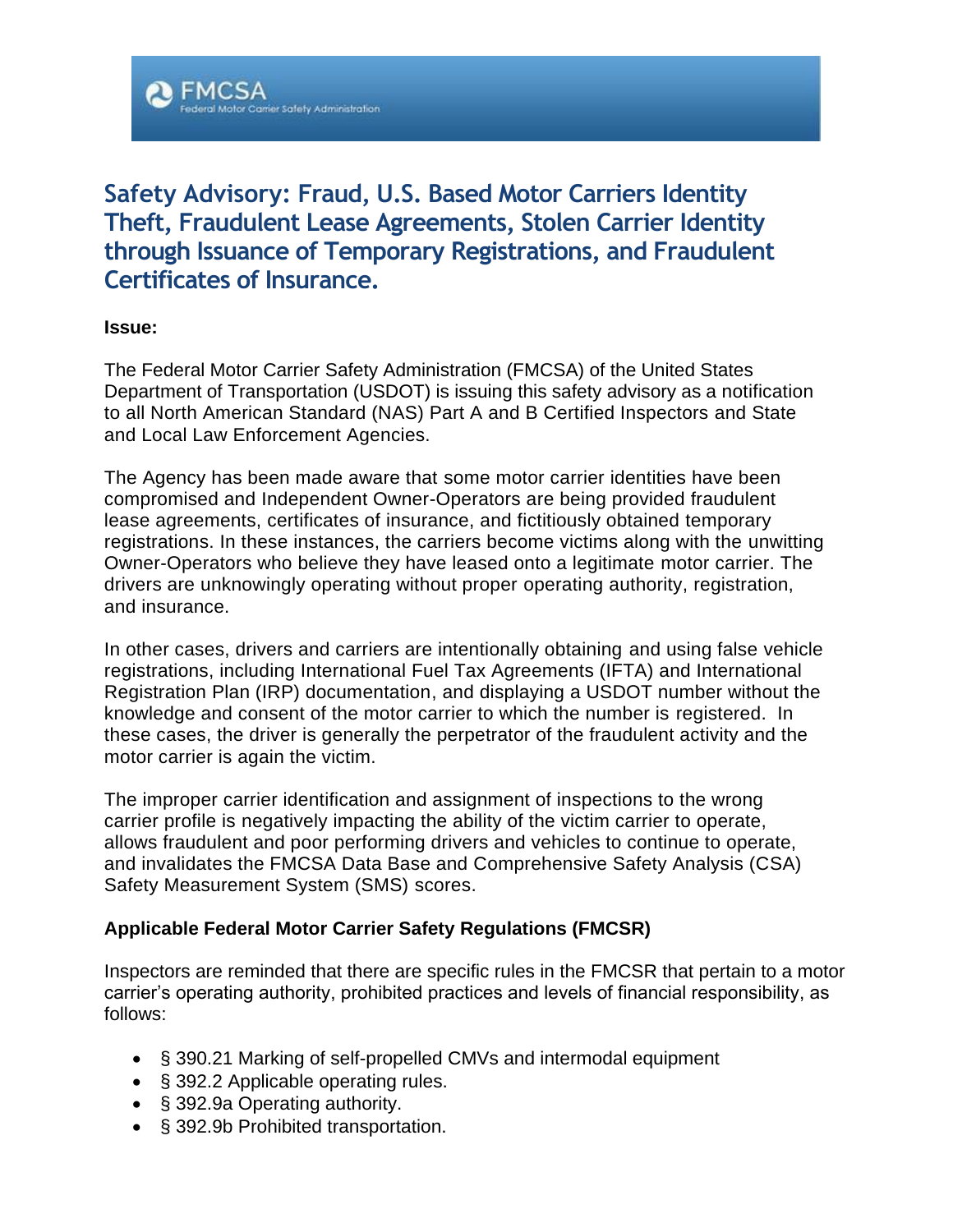# Safety Advisory: Fraud, U.S. Based Motor Carriers Identity Theft, Fraudulent Lease Agreements, Stolen Carrier Identity through Issuance of Temporary Registrations, and Fraudulent Certificates of Insurance.

**Issue:**

The Federal Motor Carrier Safety Administration (FMCSA) of the United States Department of Transportation (USDOT) is issuing this safety advisory as a notification to all North American Standard (NAS) Part A and B Certified Inspectors and State and Local Law Enforcement Agencies.

The Agency has been made aware that some motor carrier identities have been compromised and Independent Owner-Operators are being provided fraudulent lease agreements, certificates of insurance, and fictitiously obtained temporary registrations. In these instances, the carriers become victims along with the unwitting Owner-Operators who believe they have leased onto a legitimate motor carrier. The drivers are unknowingly operating without proper operating authority, registration, and insurance.

In other cases, drivers and carriers are intentionally obtaining and using false vehicle registrations, including International Fuel Tax Agreements (IFTA) and International Registration Plan (IRP) documentation, and displaying a USDOT number without the knowledge and consent of the motor carrier to which the number is registered. In these cases, the driver is generally the perpetrator of the fraudulent activity and the motor carrier is again the victim.

The improper carrier identification and assignment of inspections to the wrong carrier profile is negatively impacting the ability of the victim carrier to operate, allows fraudulent and poor performing drivers and vehicles to continue to operate, and invalidates the FMCSA Data Base and Comprehensive Safety Analysis (CSA) Safety Measurement System (SMS) scores.

**Applicable Federal Motor Carrier Safety Regulations (FMCSR)**

Inspectors are reminded that there are specific rules in the FMCSR that pertain to a motor carrier's operating authority, prohibited practices and levels of financial responsibility, as follows:

- § 390.21 Marking of self-propelled CMVs and intermodal equipment
- § 392.2 Applicable operating rules.
- § 392.9a Operating authority.
- § 392.9b Prohibited transportation.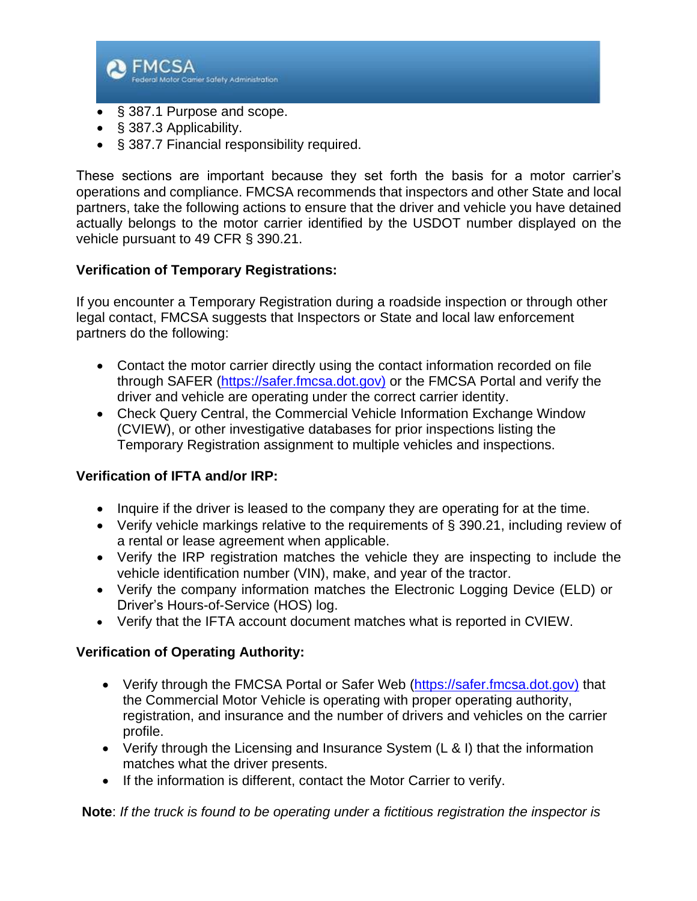- § 387.1 Purpose and scope.
- § 387.3 Applicability.
- § 387.7 Financial responsibility required.

These sections are important because they set forth the basis for a motor carrier's operations and compliance. FMCSA recommends that inspectors and other State and local partners, take the following actions to ensure that the driver and vehicle you have detained actually belongs to the motor carrier identified by the USDOT number displayed on the vehicle pursuant to 49 CFR § 390.21.

**Verification of Temporary Registrations:**

If you encounter a Temporary Registration during a roadside inspection or through other legal contact, FMCSA suggests that Inspectors or State and local law enforcement partners do the following:

- Contact the motor carrier directly using the contact information recorded on file through SAFER (https://safer.fmcsa.dot.gov) or the FMCSA Portal and verify the driver and vehicle are operating under the correct carrier identity.
- Check Query Central, the Commercial Vehicle Information Exchange Window (CVIEW), or other investigative databases for prior inspections listing the Temporary Registration assignment to multiple vehicles and inspections.

**Verification of IFTA and/or IRP:**

- Inquire if the driver is leased to the company they are operating for at the time.
- Verify vehicle markings relative to the requirements of § 390.21, including review of a rental or lease agreement when applicable.
- Verify the IRP registration matches the vehicle they are inspecting to include the vehicle identification number (VIN), make, and year of the tractor.
- Verify the company information matches the Electronic Logging Device (ELD) or Driver's Hours-of-Service (HOS) log.
- Verify that the IFTA account document matches what is reported in CVIEW.

**Verification of Operating Authority:**

- Verify through the FMCSA Portal or Safer Web (https://safer.fmcsa.dot.gov) that the Commercial Motor Vehicle is operating with proper operating authority, registration, and insurance and the number of drivers and vehicles on the carrier profile.
- Verify through the Licensing and Insurance System (L & I) that the information matches what the driver presents.
- If the information is different, contact the Motor Carrier to verify.

**Note**: *If the truck is found to be operating under a fictitious registration the inspector is*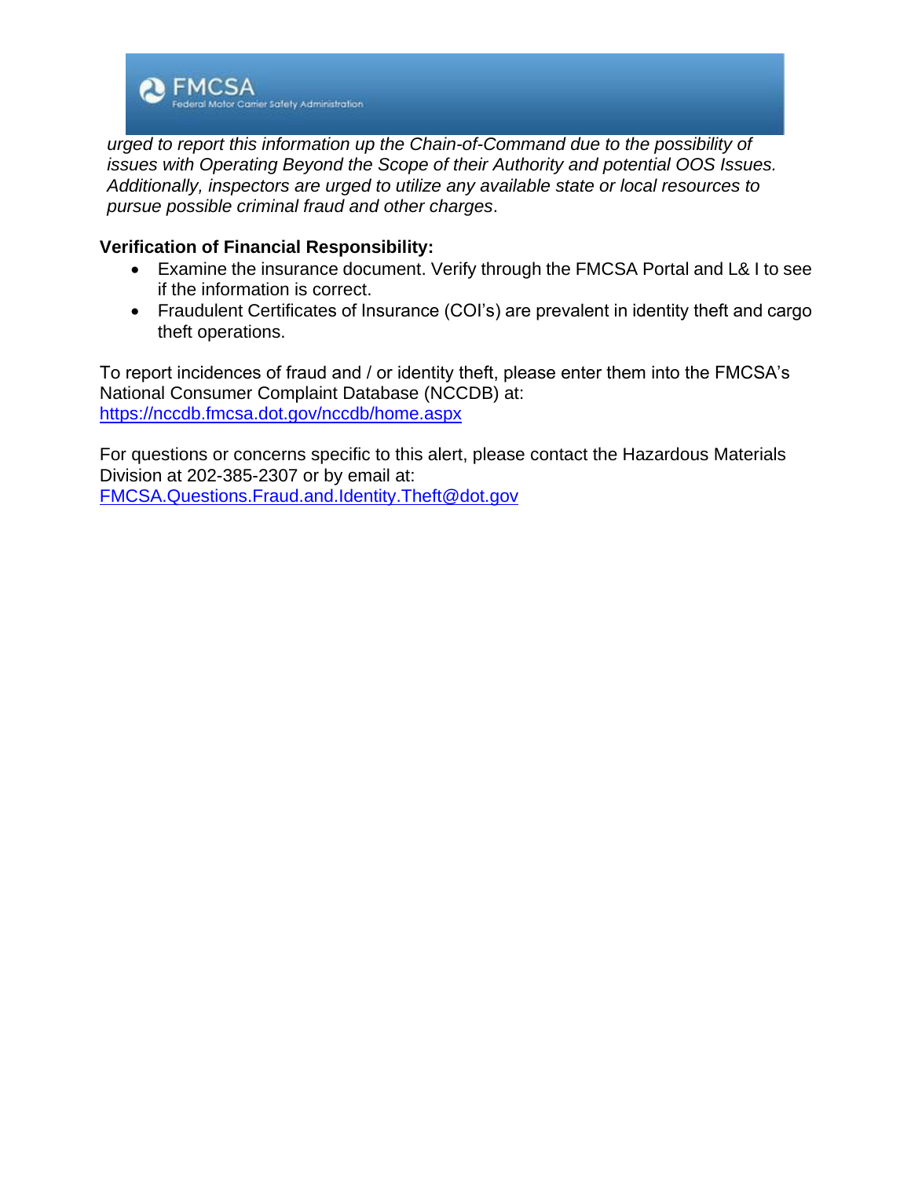*urged to report this information up the Chain-of-Command due to the possibility of issues with Operating Beyond the Scope of their Authority and potential OOS Issues. Additionally, inspectors are urged to utilize any available state or local resources to pursue possible criminal fraud and other charges*.

**Verification of Financial Responsibility:**

- Examine the insurance document. Verify through the FMCSA Portal and L& I to see if the information is correct.
- Fraudulent Certificates of Insurance (COI's) are prevalent in identity theft and cargo theft operations.

To report incidences of fraud and / or identity theft, please enter them into the FMCSA's National Consumer Complaint Database (NCCDB) at: [https://nccdb.fmcsa.dot.gov/nccdb/home.aspx](https://nccdb.fmcsa.dot.gov/nccdb/home.aspx)

For questions or concerns specific to this alert, please contact the Hazardous Materials Division at 202-385-2307 or by email at: [FMCSA.Questions.Fraud.and.Identity.Theft@dot.gov](mailto:FMCSA.Questions.Fraud.and.Identity.Theft@dot.gov)